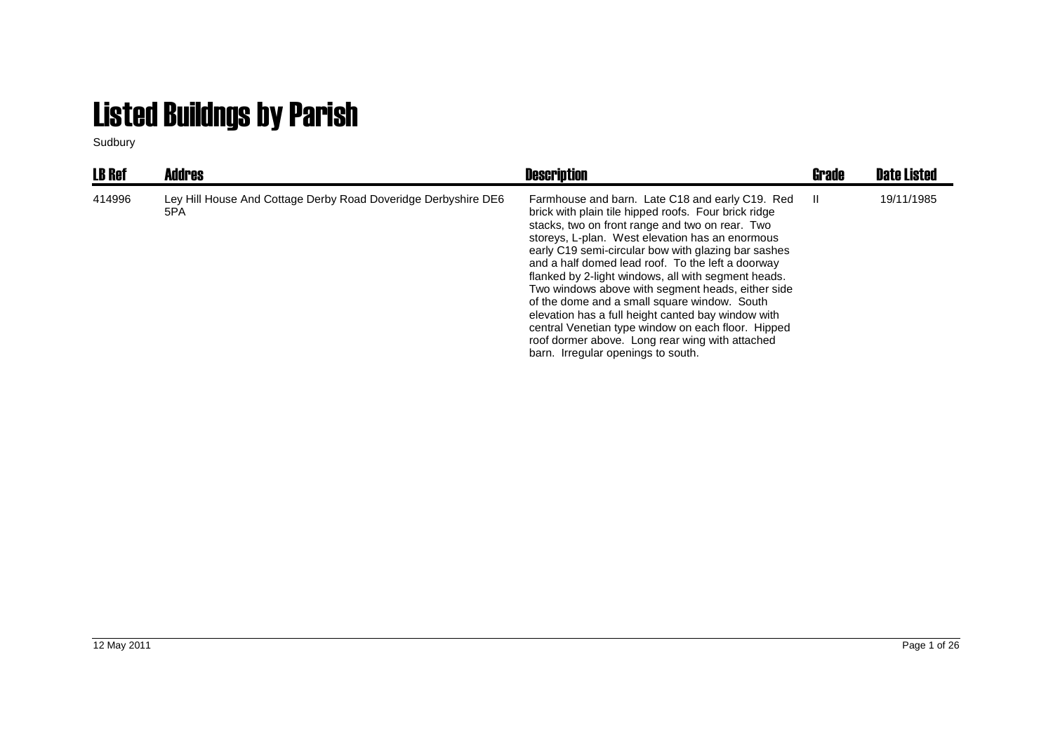# Listed Buildngs by Parish

Sudbury

| LB Ref | Addres | Description | Grade | Date Listed |
|---|---|---|---|---|
| 414996 | Ley Hill House And Cottage Derby Road Doveridge Derbyshire DE6 5PA | Farmhouse and barn. Late C18 and early C19. Red brick with plain tile hipped roofs. Four brick ridge stacks, two on front range and two on rear. Two storeys, L-plan. West elevation has an enormous early C19 semi-circular bow with glazing bar sashes and a half domed lead roof. To the left a doorway flanked by 2-light windows, all with segment heads. Two windows above with segment heads, either side of the dome and a small square window. South elevation has a full height canted bay window with central Venetian type window on each floor. Hipped roof dormer above. Long rear wing with attached barn. Irregular openings to south. | II | 19/11/1985 |

12 May 2011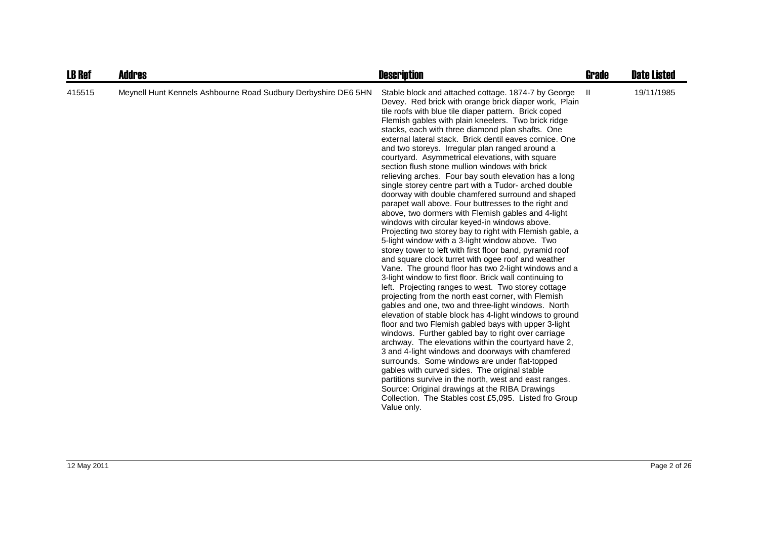| LB Ref | Addres | Description | Grade | Date Listed |
|---|---|---|---|---|
| 415515 | Meynell Hunt Kennels Ashbourne Road Sudbury Derbyshire DE6 5HN | Stable block and attached cottage. 1874-7 by George Devey. Red brick with orange brick diaper work, Plain tile roofs with blue tile diaper pattern. Brick coped Flemish gables with plain kneelers. Two brick ridge stacks, each with three diamond plan shafts. One external lateral stack. Brick dentil eaves cornice. One and two storeys. Irregular plan ranged around a courtyard. Asymmetrical elevations, with square section flush stone mullion windows with brick relieving arches. Four bay south elevation has a long single storey centre part with a Tudor- arched double doorway with double chamfered surround and shaped parapet wall above. Four buttresses to the right and above, two dormers with Flemish gables and 4-light windows with circular keyed-in windows above. Projecting two storey bay to right with Flemish gable, a 5-light window with a 3-light window above. Two storey tower to left with first floor band, pyramid roof and square clock turret with ogee roof and weather Vane. The ground floor has two 2-light windows and a 3-light window to first floor. Brick wall continuing to left. Projecting ranges to west. Two storey cottage projecting from the north east corner, with Flemish gables and one, two and three-light windows. North elevation of stable block has 4-light windows to ground floor and two Flemish gabled bays with upper 3-light windows. Further gabled bay to right over carriage archway. The elevations within the courtyard have 2, 3 and 4-light windows and doorways with chamfered surrounds. Some windows are under flat-topped gables with curved sides. The original stable partitions survive in the north, west and east ranges. Source: Original drawings at the RIBA Drawings Collection. The Stables cost £5,095. Listed fro Group Value only. | II | 19/11/1985 |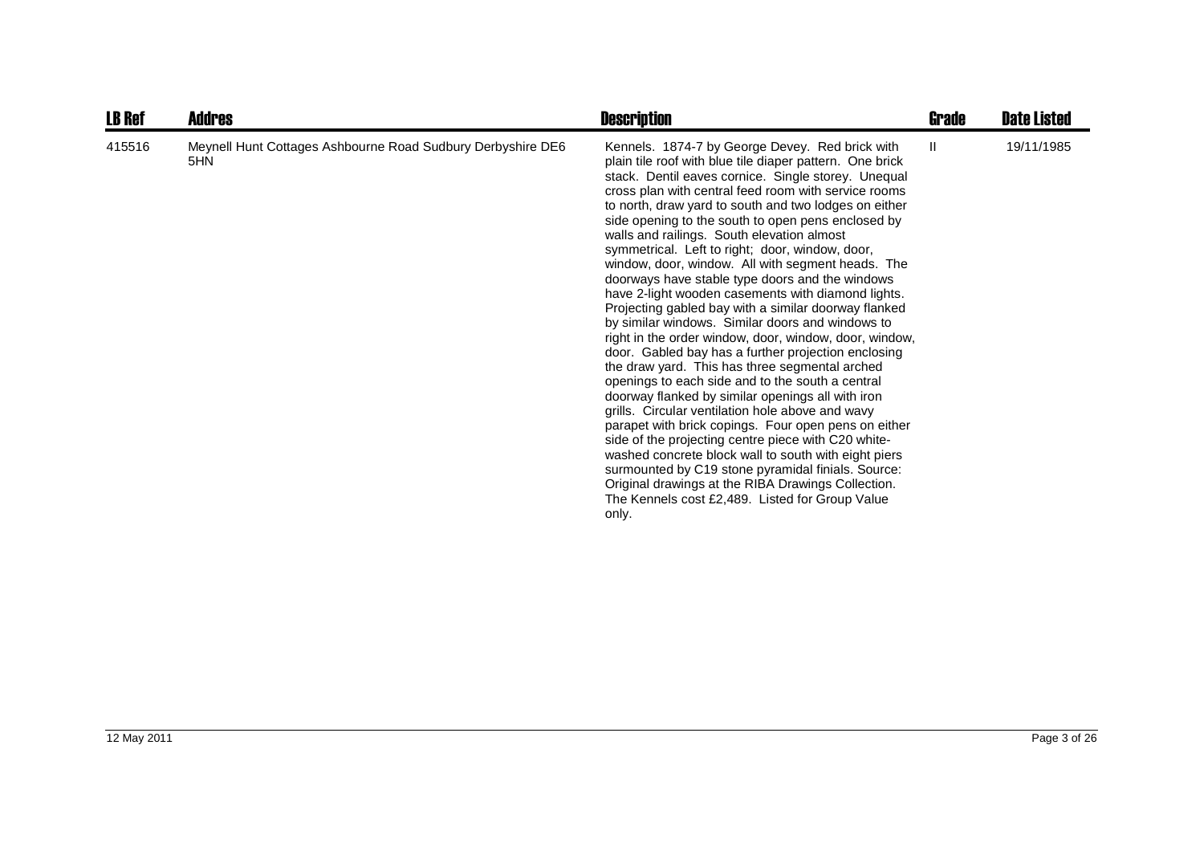| LB Ref | Addres | Description | Grade | Date Listed |
|---|---|---|---|---|
| 415516 | Meynell Hunt Cottages Ashbourne Road Sudbury Derbyshire DE6 5HN | Kennels. 1874-7 by George Devey. Red brick with plain tile roof with blue tile diaper pattern. One brick stack. Dentil eaves cornice. Single storey. Unequal cross plan with central feed room with service rooms to north, draw yard to south and two lodges on either side opening to the south to open pens enclosed by walls and railings. South elevation almost symmetrical. Left to right; door, window, door, window, door, window. All with segment heads. The doorways have stable type doors and the windows have 2-light wooden casements with diamond lights. Projecting gabled bay with a similar doorway flanked by similar windows. Similar doors and windows to right in the order window, door, window, door, window, door. Gabled bay has a further projection enclosing the draw yard. This has three segmental arched openings to each side and to the south a central doorway flanked by similar openings all with iron grills. Circular ventilation hole above and wavy parapet with brick copings. Four open pens on either side of the projecting centre piece with C20 white-washed concrete block wall to south with eight piers surmounted by C19 stone pyramidal finials. Source: Original drawings at the RIBA Drawings Collection. The Kennels cost £2,489. Listed for Group Value only. | II | 19/11/1985 |

12 May 2011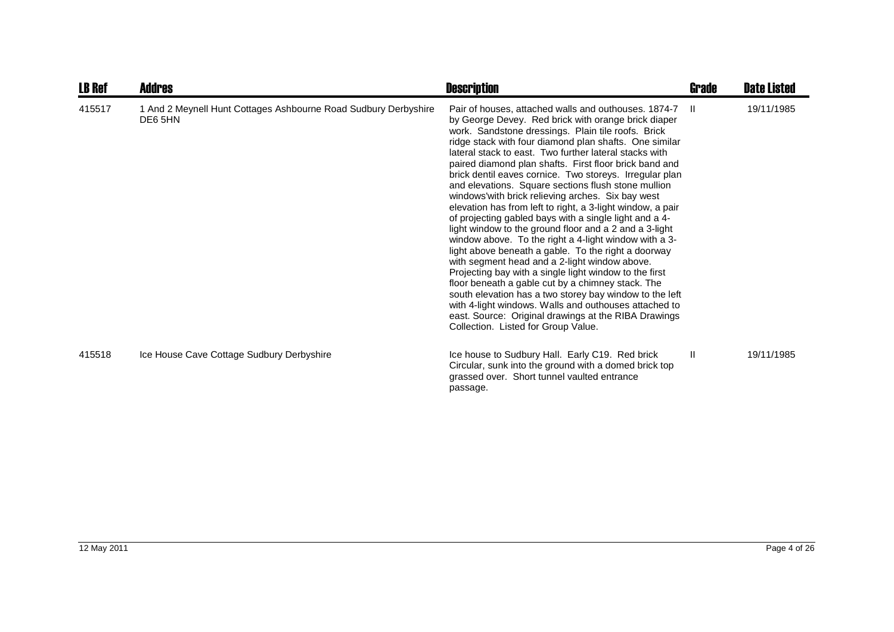| LB Ref | Addres | Description | Grade | Date Listed |
|---|---|---|---|---|
| 415517 | 1 And 2 Meynell Hunt Cottages Ashbourne Road Sudbury Derbyshire DE6 5HN | Pair of houses, attached walls and outhouses. 1874-7 by George Devey. Red brick with orange brick diaper work. Sandstone dressings. Plain tile roofs. Brick ridge stack with four diamond plan shafts. One similar lateral stack to east. Two further lateral stacks with paired diamond plan shafts. First floor brick band and brick dentil eaves cornice. Two storeys. Irregular plan and elevations. Square sections flush stone mullion windows'with brick relieving arches. Six bay west elevation has from left to right, a 3-light window, a pair of projecting gabled bays with a single light and a 4-light window to the ground floor and a 2 and a 3-light window above. To the right a 4-light window with a 3-light above beneath a gable. To the right a doorway with segment head and a 2-light window above. Projecting bay with a single light window to the first floor beneath a gable cut by a chimney stack. The south elevation has a two storey bay window to the left with 4-light windows. Walls and outhouses attached to east. Source: Original drawings at the RIBA Drawings Collection. Listed for Group Value. | II | 19/11/1985 |
| 415518 | Ice House Cave Cottage Sudbury Derbyshire | Ice house to Sudbury Hall. Early C19. Red brick Circular, sunk into the ground with a domed brick top grassed over. Short tunnel vaulted entrance passage. | II | 19/11/1985 |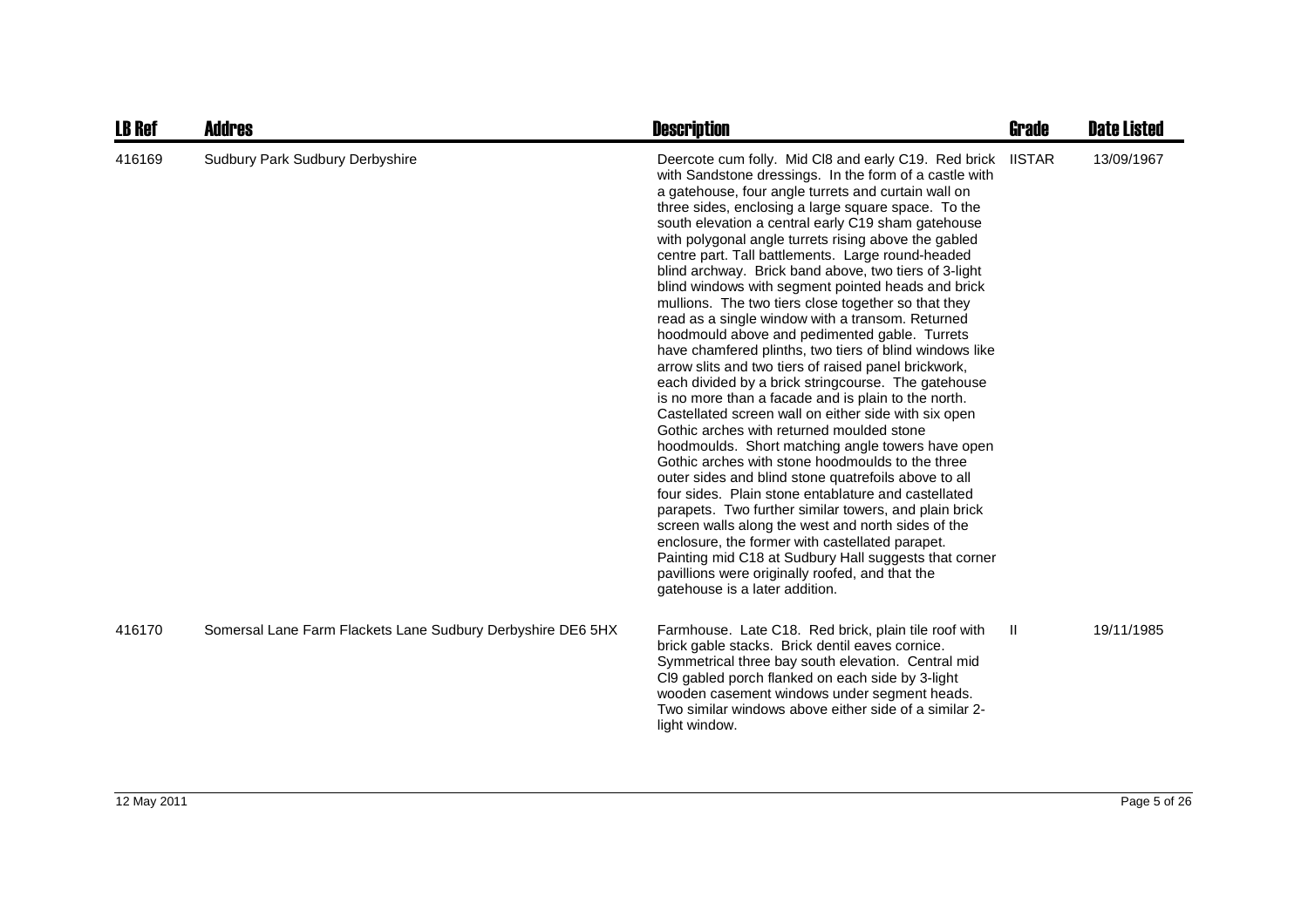| LB Ref | Addres | Description | Grade | Date Listed |
|---|---|---|---|---|
| 416169 | Sudbury Park Sudbury Derbyshire | Deercote cum folly. Mid Cl8 and early C19. Red brick with Sandstone dressings. In the form of a castle with a gatehouse, four angle turrets and curtain wall on three sides, enclosing a large square space. To the south elevation a central early C19 sham gatehouse with polygonal angle turrets rising above the gabled centre part. Tall battlements. Large round-headed blind archway. Brick band above, two tiers of 3-light blind windows with segment pointed heads and brick mullions. The two tiers close together so that they read as a single window with a transom. Returned hoodmould above and pedimented gable. Turrets have chamfered plinths, two tiers of blind windows like arrow slits and two tiers of raised panel brickwork, each divided by a brick stringcourse. The gatehouse is no more than a facade and is plain to the north. Castellated screen wall on either side with six open Gothic arches with returned moulded stone hoodmoulds. Short matching angle towers have open Gothic arches with stone hoodmoulds to the three outer sides and blind stone quatrefoils above to all four sides. Plain stone entablature and castellated parapets. Two further similar towers, and plain brick screen walls along the west and north sides of the enclosure, the former with castellated parapet. Painting mid C18 at Sudbury Hall suggests that corner pavillions were originally roofed, and that the gatehouse is a later addition. | IISTAR | 13/09/1967 |
| 416170 | Somersal Lane Farm Flackets Lane Sudbury Derbyshire DE6 5HX | Farmhouse. Late C18. Red brick, plain tile roof with brick gable stacks. Brick dentil eaves cornice. Symmetrical three bay south elevation. Central mid Cl9 gabled porch flanked on each side by 3-light wooden casement windows under segment heads. Two similar windows above either side of a similar 2-light window. | II | 19/11/1985 |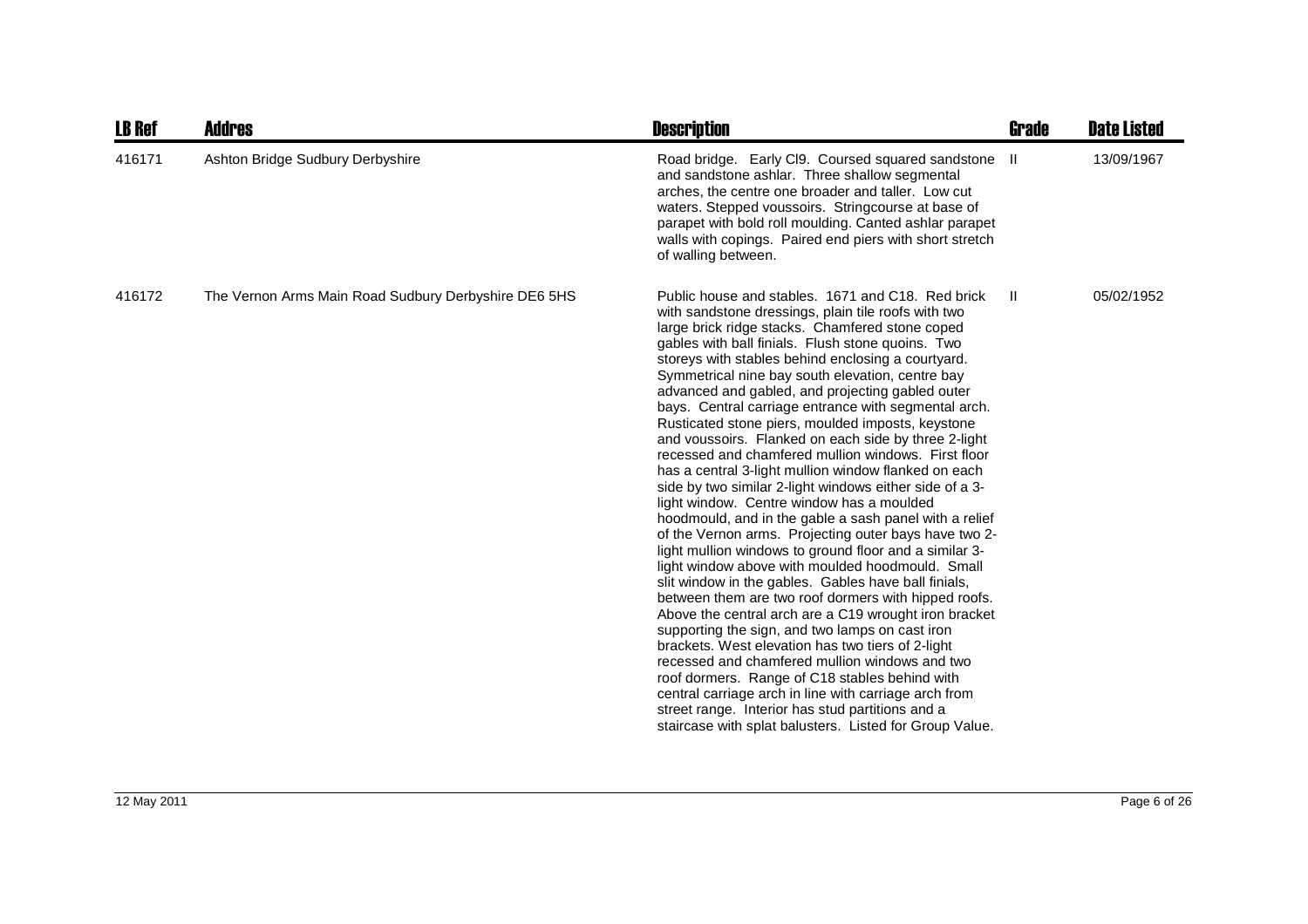| LB Ref | Addres | Description | Grade | Date Listed |
|---|---|---|---|---|
| 416171 | Ashton Bridge Sudbury Derbyshire | Road bridge. Early Cl9. Coursed squared sandstone and sandstone ashlar. Three shallow segmental arches, the centre one broader and taller. Low cut waters. Stepped voussoirs. Stringcourse at base of parapet with bold roll moulding. Canted ashlar parapet walls with copings. Paired end piers with short stretch of walling between. | II | 13/09/1967 |
| 416172 | The Vernon Arms Main Road Sudbury Derbyshire DE6 5HS | Public house and stables. 1671 and C18. Red brick with sandstone dressings, plain tile roofs with two large brick ridge stacks. Chamfered stone coped gables with ball finials. Flush stone quoins. Two storeys with stables behind enclosing a courtyard. Symmetrical nine bay south elevation, centre bay advanced and gabled, and projecting gabled outer bays. Central carriage entrance with segmental arch. Rusticated stone piers, moulded imposts, keystone and voussoirs. Flanked on each side by three 2-light recessed and chamfered mullion windows. First floor has a central 3-light mullion window flanked on each side by two similar 2-light windows either side of a 3-light window. Centre window has a moulded hoodmould, and in the gable a sash panel with a relief of the Vernon arms. Projecting outer bays have two 2-light mullion windows to ground floor and a similar 3-light window above with moulded hoodmould. Small slit window in the gables. Gables have ball finials, between them are two roof dormers with hipped roofs. Above the central arch are a C19 wrought iron bracket supporting the sign, and two lamps on cast iron brackets. West elevation has two tiers of 2-light recessed and chamfered mullion windows and two roof dormers. Range of C18 stables behind with central carriage arch in line with carriage arch from street range. Interior has stud partitions and a staircase with splat balusters. Listed for Group Value. | II | 05/02/1952 |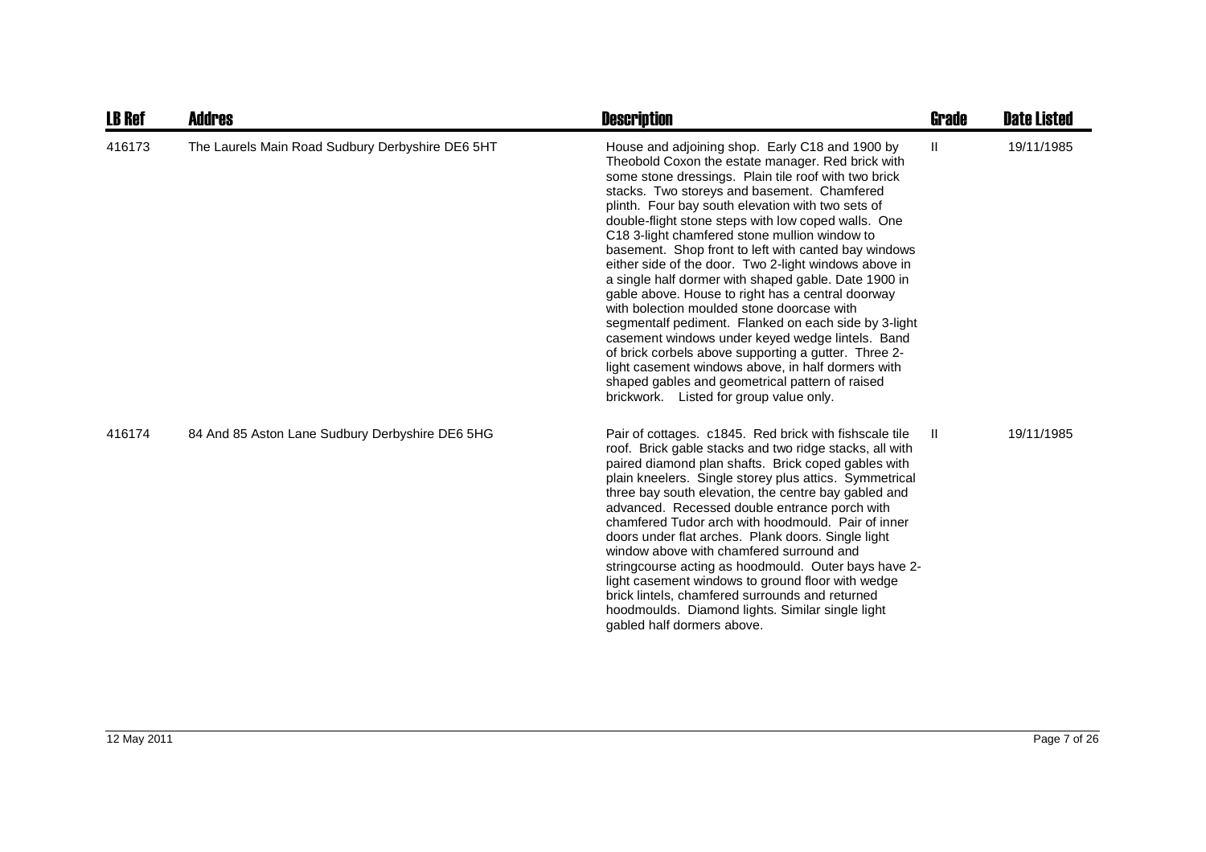| LB Ref | Addres | Description | Grade | Date Listed |
|---|---|---|---|---|
| 416173 | The Laurels Main Road Sudbury Derbyshire DE6 5HT | House and adjoining shop. Early C18 and 1900 by Theobold Coxon the estate manager. Red brick with some stone dressings. Plain tile roof with two brick stacks. Two storeys and basement. Chamfered plinth. Four bay south elevation with two sets of double-flight stone steps with low coped walls. One C18 3-light chamfered stone mullion window to basement. Shop front to left with canted bay windows either side of the door. Two 2-light windows above in a single half dormer with shaped gable. Date 1900 in gable above. House to right has a central doorway with bolection moulded stone doorcase with segmentalf pediment. Flanked on each side by 3-light casement windows under keyed wedge lintels. Band of brick corbels above supporting a gutter. Three 2-light casement windows above, in half dormers with shaped gables and geometrical pattern of raised brickwork. Listed for group value only. | II | 19/11/1985 |
| 416174 | 84 And 85 Aston Lane Sudbury Derbyshire DE6 5HG | Pair of cottages. c1845. Red brick with fishscale tile roof. Brick gable stacks and two ridge stacks, all with paired diamond plan shafts. Brick coped gables with plain kneelers. Single storey plus attics. Symmetrical three bay south elevation, the centre bay gabled and advanced. Recessed double entrance porch with chamfered Tudor arch with hoodmould. Pair of inner doors under flat arches. Plank doors. Single light window above with chamfered surround and stringcourse acting as hoodmould. Outer bays have 2-light casement windows to ground floor with wedge brick lintels, chamfered surrounds and returned hoodmoulds. Diamond lights. Similar single light gabled half dormers above. | II | 19/11/1985 |

12 May 2011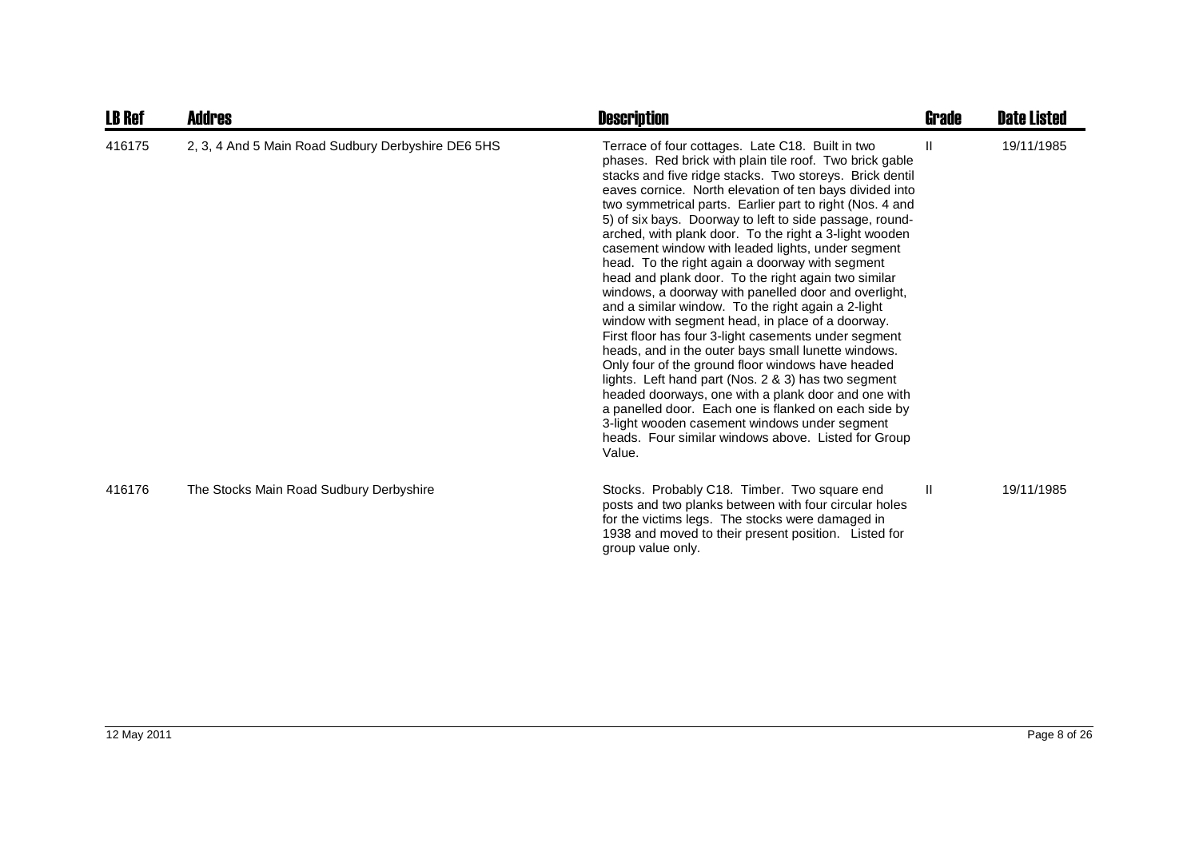| LB Ref | Addres | Description | Grade | Date Listed |
| --- | --- | --- | --- | --- |
| 416175 | 2, 3, 4 And 5 Main Road Sudbury Derbyshire DE6 5HS | Terrace of four cottages. Late C18. Built in two phases. Red brick with plain tile roof. Two brick gable stacks and five ridge stacks. Two storeys. Brick dentil eaves cornice. North elevation of ten bays divided into two symmetrical parts. Earlier part to right (Nos. 4 and 5) of six bays. Doorway to left to side passage, round-arched, with plank door. To the right a 3-light wooden casement window with leaded lights, under segment head. To the right again a doorway with segment head and plank door. To the right again two similar windows, a doorway with panelled door and overlight, and a similar window. To the right again a 2-light window with segment head, in place of a doorway. First floor has four 3-light casements under segment heads, and in the outer bays small lunette windows. Only four of the ground floor windows have headed lights. Left hand part (Nos. 2 & 3) has two segment headed doorways, one with a plank door and one with a panelled door. Each one is flanked on each side by 3-light wooden casement windows under segment heads. Four similar windows above. Listed for Group Value. | II | 19/11/1985 |
| 416176 | The Stocks Main Road Sudbury Derbyshire | Stocks. Probably C18. Timber. Two square end posts and two planks between with four circular holes for the victims legs. The stocks were damaged in 1938 and moved to their present position. Listed for group value only. | II | 19/11/1985 |

12 May 2011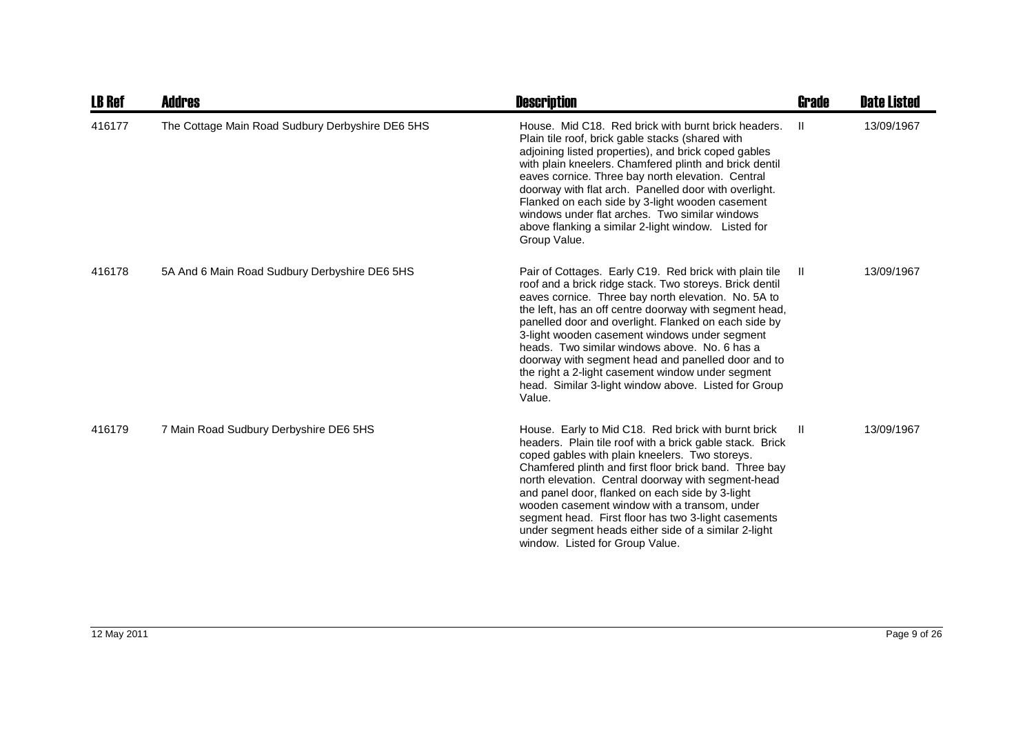| LB Ref | Addres | Description | Grade | Date Listed |
| --- | --- | --- | --- | --- |
| 416177 | The Cottage Main Road Sudbury Derbyshire DE6 5HS | House. Mid C18. Red brick with burnt brick headers. Plain tile roof, brick gable stacks (shared with adjoining listed properties), and brick coped gables with plain kneelers. Chamfered plinth and brick dentil eaves cornice. Three bay north elevation. Central doorway with flat arch. Panelled door with overlight. Flanked on each side by 3-light wooden casement windows under flat arches. Two similar windows above flanking a similar 2-light window. Listed for Group Value. | II | 13/09/1967 |
| 416178 | 5A And 6 Main Road Sudbury Derbyshire DE6 5HS | Pair of Cottages. Early C19. Red brick with plain tile roof and a brick ridge stack. Two storeys. Brick dentil eaves cornice. Three bay north elevation. No. 5A to the left, has an off centre doorway with segment head, panelled door and overlight. Flanked on each side by 3-light wooden casement windows under segment heads. Two similar windows above. No. 6 has a doorway with segment head and panelled door and to the right a 2-light casement window under segment head. Similar 3-light window above. Listed for Group Value. | II | 13/09/1967 |
| 416179 | 7 Main Road Sudbury Derbyshire DE6 5HS | House. Early to Mid C18. Red brick with burnt brick headers. Plain tile roof with a brick gable stack. Brick coped gables with plain kneelers. Two storeys. Chamfered plinth and first floor brick band. Three bay north elevation. Central doorway with segment-head and panel door, flanked on each side by 3-light wooden casement window with a transom, under segment head. First floor has two 3-light casements under segment heads either side of a similar 2-light window. Listed for Group Value. | II | 13/09/1967 |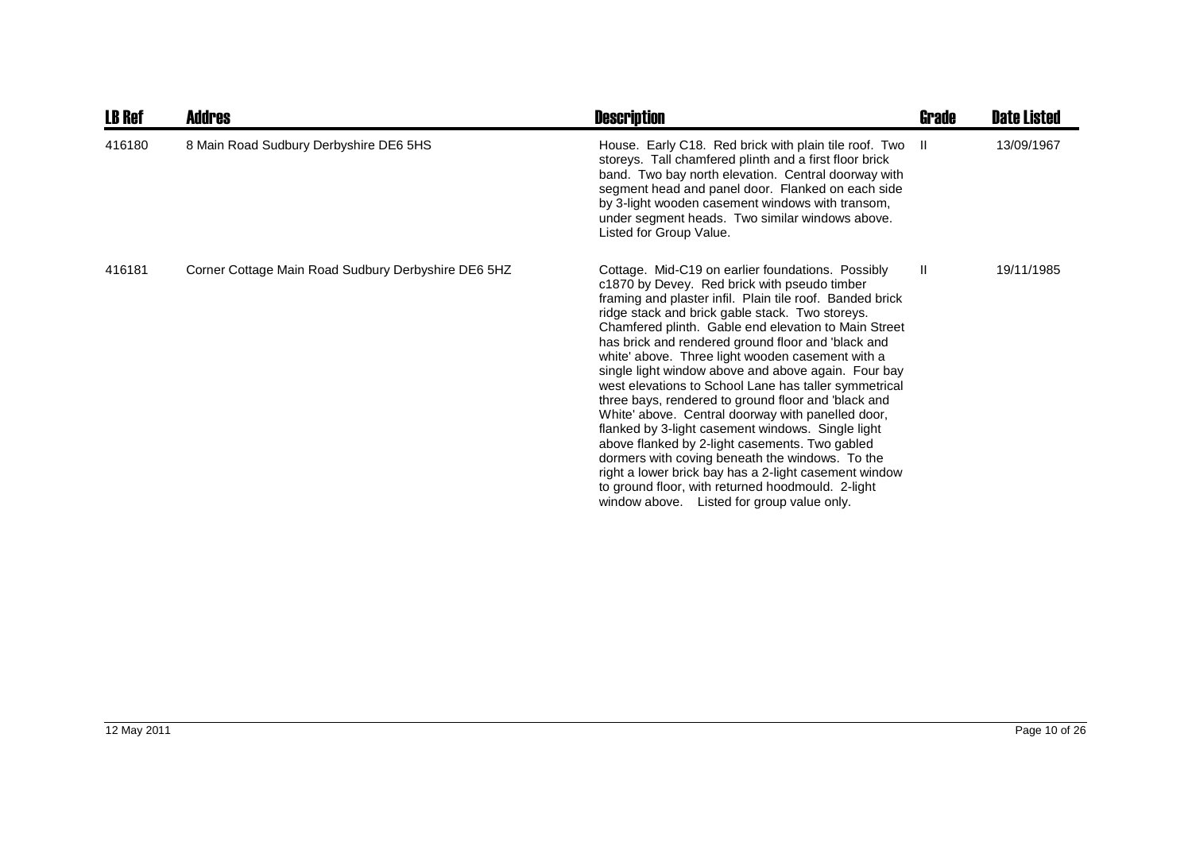| LB Ref | Addres | Description | Grade | Date Listed |
| --- | --- | --- | --- | --- |
| 416180 | 8 Main Road Sudbury Derbyshire DE6 5HS | House. Early C18. Red brick with plain tile roof. Two storeys. Tall chamfered plinth and a first floor brick band. Two bay north elevation. Central doorway with segment head and panel door. Flanked on each side by 3-light wooden casement windows with transom, under segment heads. Two similar windows above. Listed for Group Value. | II | 13/09/1967 |
| 416181 | Corner Cottage Main Road Sudbury Derbyshire DE6 5HZ | Cottage. Mid-C19 on earlier foundations. Possibly c1870 by Devey. Red brick with pseudo timber framing and plaster infil. Plain tile roof. Banded brick ridge stack and brick gable stack. Two storeys. Chamfered plinth. Gable end elevation to Main Street has brick and rendered ground floor and 'black and white' above. Three light wooden casement with a single light window above and above again. Four bay west elevations to School Lane has taller symmetrical three bays, rendered to ground floor and 'black and White' above. Central doorway with panelled door, flanked by 3-light casement windows. Single light above flanked by 2-light casements. Two gabled dormers with coving beneath the windows. To the right a lower brick bay has a 2-light casement window to ground floor, with returned hoodmould. 2-light window above. Listed for group value only. | II | 19/11/1985 |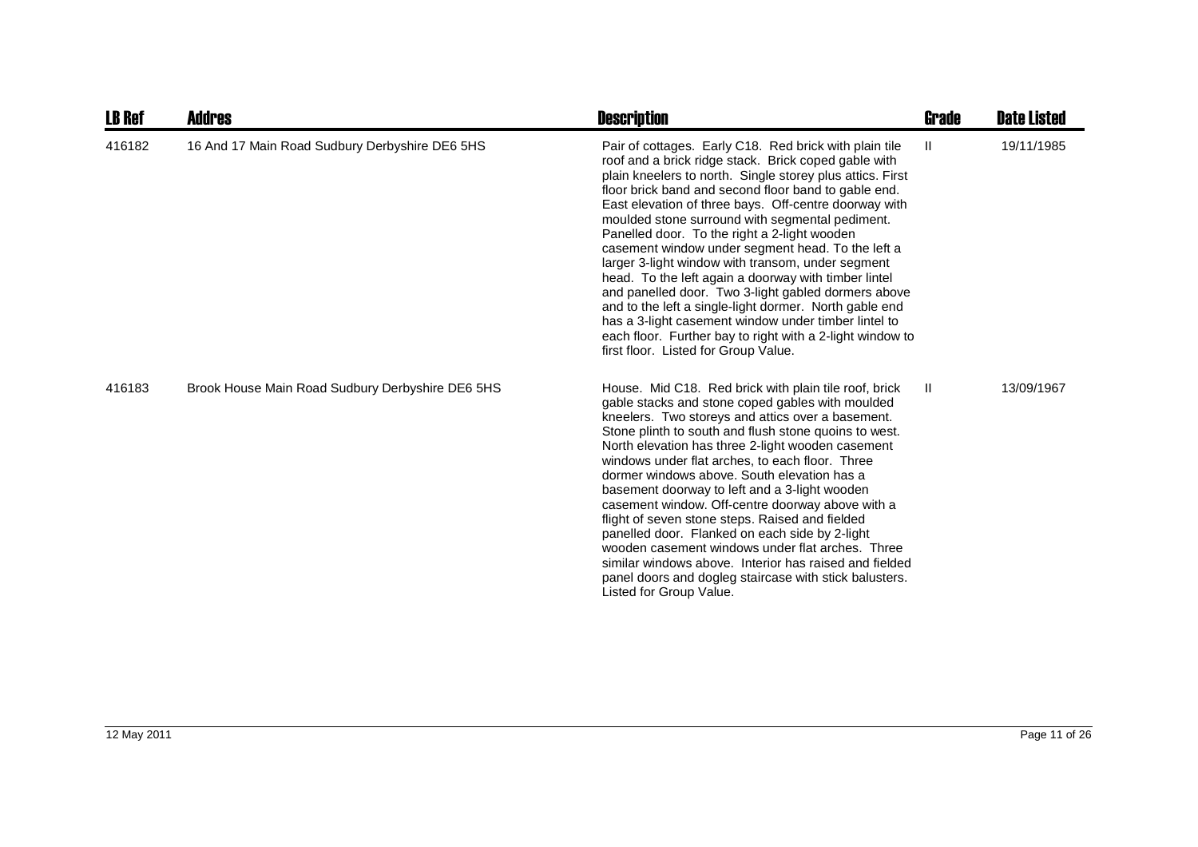| LB Ref | Addres | Description | Grade | Date Listed |
|---|---|---|---|---|
| 416182 | 16 And 17 Main Road Sudbury Derbyshire DE6 5HS | Pair of cottages. Early C18. Red brick with plain tile roof and a brick ridge stack. Brick coped gable with plain kneelers to north. Single storey plus attics. First floor brick band and second floor band to gable end. East elevation of three bays. Off-centre doorway with moulded stone surround with segmental pediment. Panelled door. To the right a 2-light wooden casement window under segment head. To the left a larger 3-light window with transom, under segment head. To the left again a doorway with timber lintel and panelled door. Two 3-light gabled dormers above and to the left a single-light dormer. North gable end has a 3-light casement window under timber lintel to each floor. Further bay to right with a 2-light window to first floor. Listed for Group Value. | II | 19/11/1985 |
| 416183 | Brook House Main Road Sudbury Derbyshire DE6 5HS | House. Mid C18. Red brick with plain tile roof, brick gable stacks and stone coped gables with moulded kneelers. Two storeys and attics over a basement. Stone plinth to south and flush stone quoins to west. North elevation has three 2-light wooden casement windows under flat arches, to each floor. Three dormer windows above. South elevation has a basement doorway to left and a 3-light wooden casement window. Off-centre doorway above with a flight of seven stone steps. Raised and fielded panelled door. Flanked on each side by 2-light wooden casement windows under flat arches. Three similar windows above. Interior has raised and fielded panel doors and dogleg staircase with stick balusters. Listed for Group Value. | II | 13/09/1967 |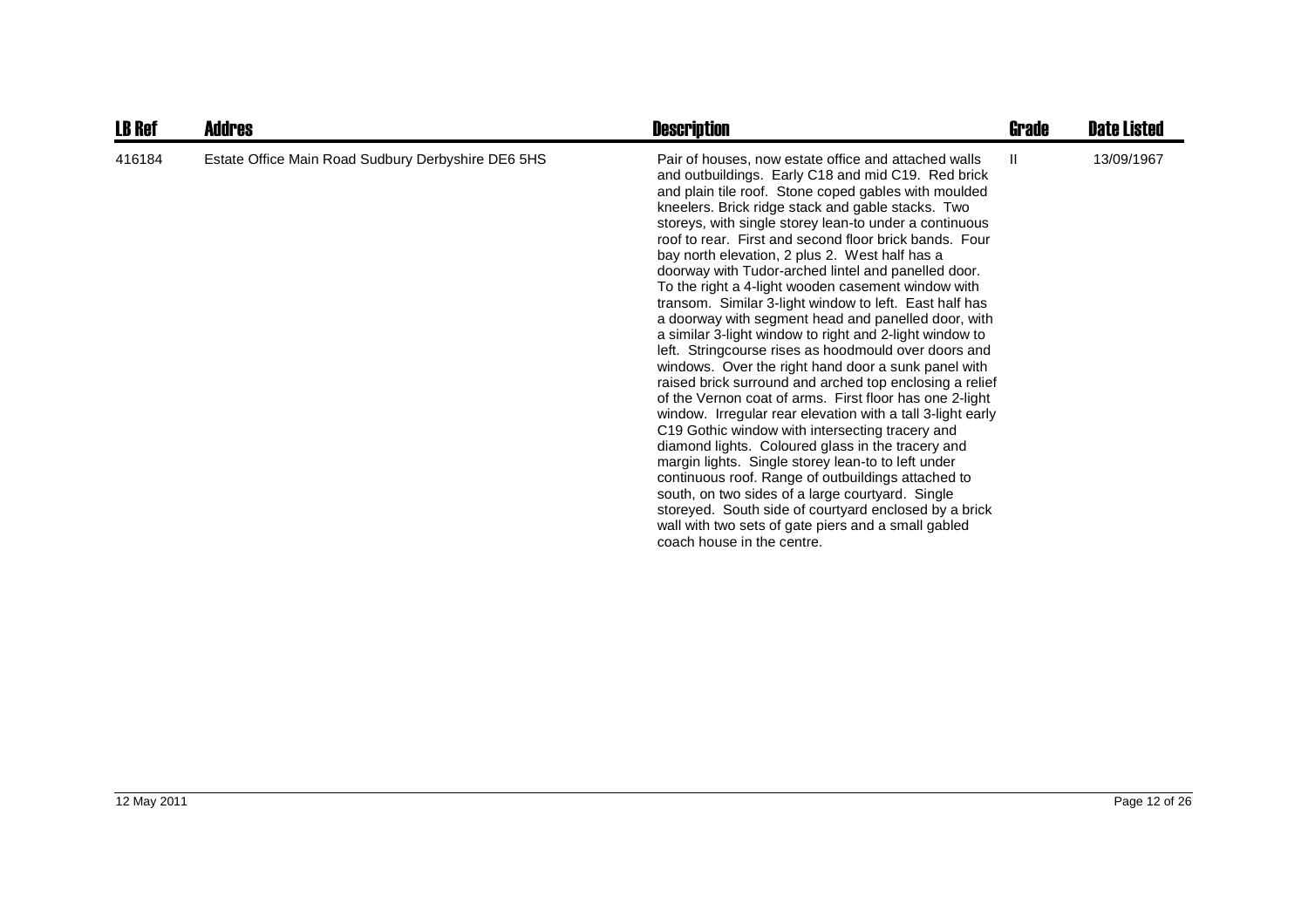| LB Ref | Addres | Description | Grade | Date Listed |
|---|---|---|---|---|
| 416184 | Estate Office Main Road Sudbury Derbyshire DE6 5HS | Pair of houses, now estate office and attached walls and outbuildings. Early C18 and mid C19. Red brick and plain tile roof. Stone coped gables with moulded kneelers. Brick ridge stack and gable stacks. Two storeys, with single storey lean-to under a continuous roof to rear. First and second floor brick bands. Four bay north elevation, 2 plus 2. West half has a doorway with Tudor-arched lintel and panelled door. To the right a 4-light wooden casement window with transom. Similar 3-light window to left. East half has a doorway with segment head and panelled door, with a similar 3-light window to right and 2-light window to left. Stringcourse rises as hoodmould over doors and windows. Over the right hand door a sunk panel with raised brick surround and arched top enclosing a relief of the Vernon coat of arms. First floor has one 2-light window. Irregular rear elevation with a tall 3-light early C19 Gothic window with intersecting tracery and diamond lights. Coloured glass in the tracery and margin lights. Single storey lean-to to left under continuous roof. Range of outbuildings attached to south, on two sides of a large courtyard. Single storeyed. South side of courtyard enclosed by a brick wall with two sets of gate piers and a small gabled coach house in the centre. | II | 13/09/1967 |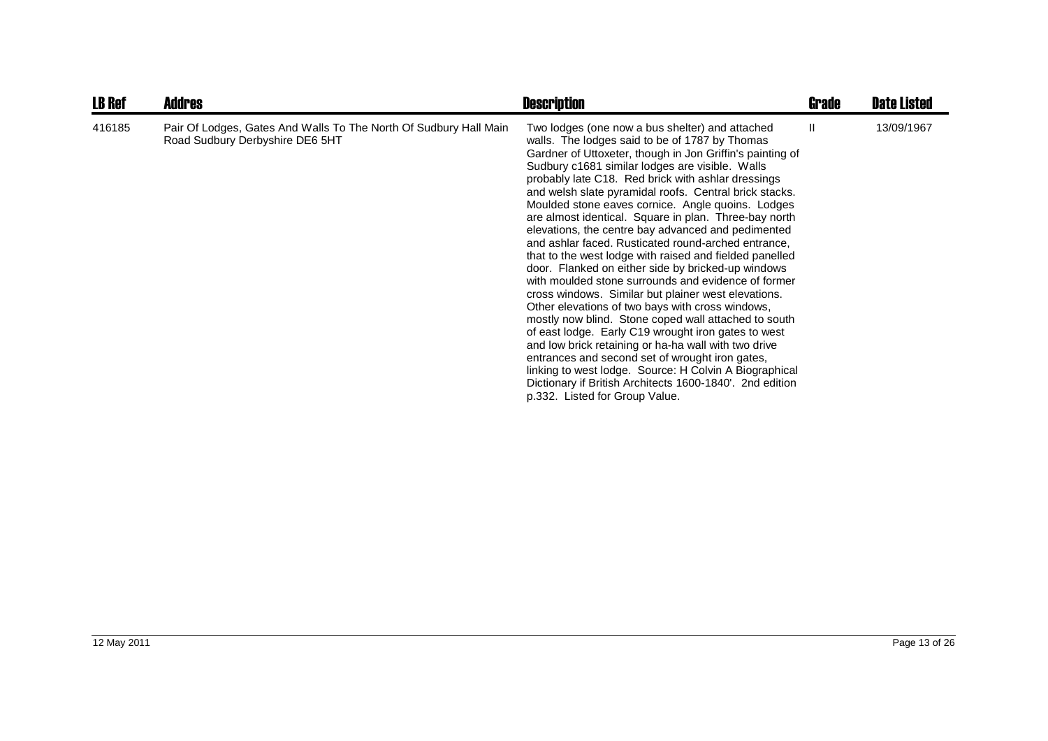| LB Ref | Addres | Description | Grade | Date Listed |
| --- | --- | --- | --- | --- |
| 416185 | Pair Of Lodges, Gates And Walls To The North Of Sudbury Hall Main Road Sudbury Derbyshire DE6 5HT | Two lodges (one now a bus shelter) and attached walls. The lodges said to be of 1787 by Thomas Gardner of Uttoxeter, though in Jon Griffin's painting of Sudbury c1681 similar lodges are visible. Walls probably late C18. Red brick with ashlar dressings and welsh slate pyramidal roofs. Central brick stacks. Moulded stone eaves cornice. Angle quoins. Lodges are almost identical. Square in plan. Three-bay north elevations, the centre bay advanced and pedimented and ashlar faced. Rusticated round-arched entrance, that to the west lodge with raised and fielded panelled door. Flanked on either side by bricked-up windows with moulded stone surrounds and evidence of former cross windows. Similar but plainer west elevations. Other elevations of two bays with cross windows, mostly now blind. Stone coped wall attached to south of east lodge. Early C19 wrought iron gates to west and low brick retaining or ha-ha wall with two drive entrances and second set of wrought iron gates, linking to west lodge. Source: H Colvin A Biographical Dictionary if British Architects 1600-1840'. 2nd edition p.332. Listed for Group Value. | II | 13/09/1967 |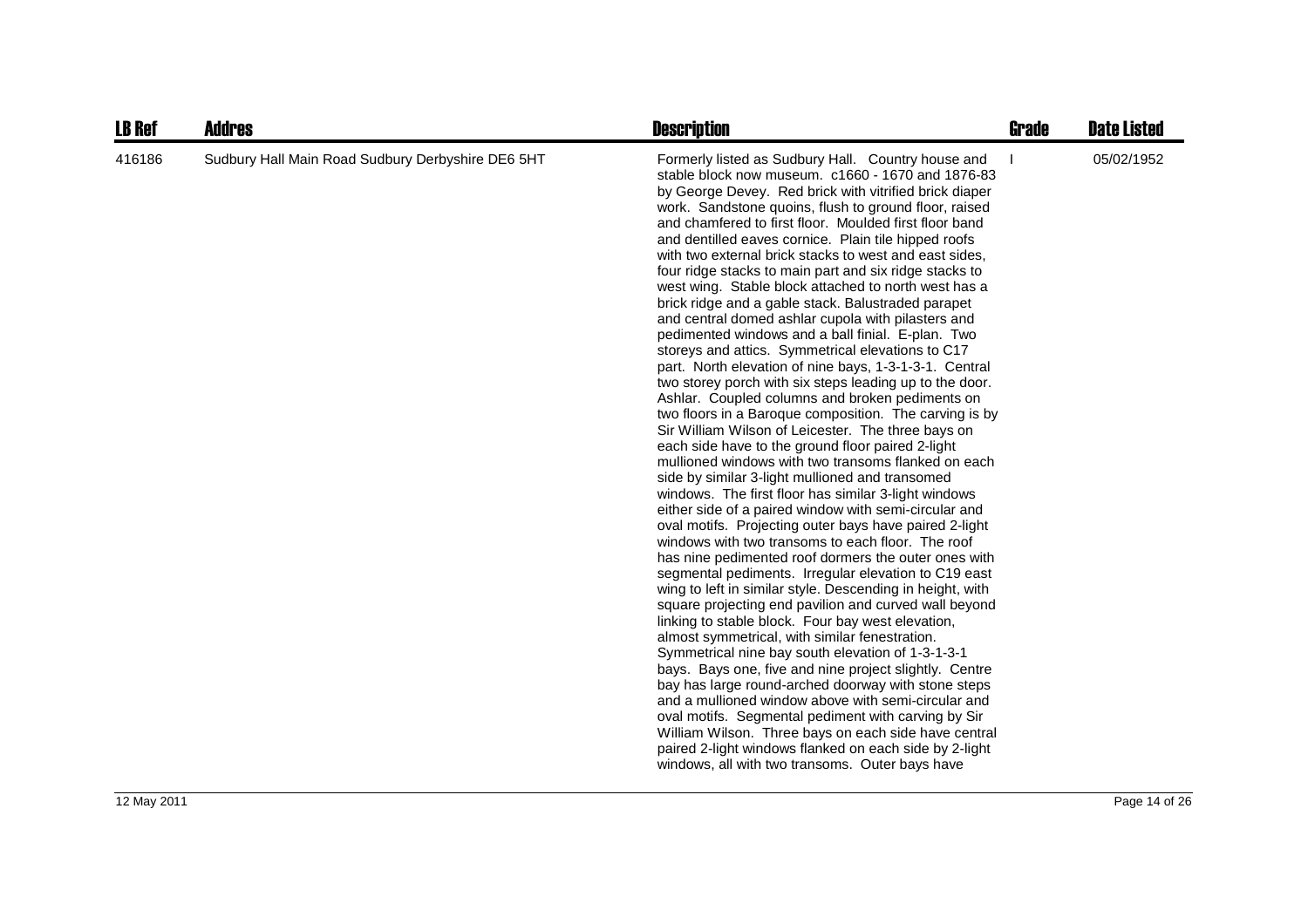| LB Ref | Addres | Description | Grade | Date Listed |
|---|---|---|---|---|
| 416186 | Sudbury Hall Main Road Sudbury Derbyshire DE6 5HT | Formerly listed as Sudbury Hall. Country house and stable block now museum. c1660 - 1670 and 1876-83 by George Devey. Red brick with vitrified brick diaper work. Sandstone quoins, flush to ground floor, raised and chamfered to first floor. Moulded first floor band and dentilled eaves cornice. Plain tile hipped roofs with two external brick stacks to west and east sides, four ridge stacks to main part and six ridge stacks to west wing. Stable block attached to north west has a brick ridge and a gable stack. Balustraded parapet and central domed ashlar cupola with pilasters and pedimented windows and a ball finial. E-plan. Two storeys and attics. Symmetrical elevations to C17 part. North elevation of nine bays, 1-3-1-3-1. Central two storey porch with six steps leading up to the door. Ashlar. Coupled columns and broken pediments on two floors in a Baroque composition. The carving is by Sir William Wilson of Leicester. The three bays on each side have to the ground floor paired 2-light mullioned windows with two transoms flanked on each side by similar 3-light mullioned and transomed windows. The first floor has similar 3-light windows either side of a paired window with semi-circular and oval motifs. Projecting outer bays have paired 2-light windows with two transoms to each floor. The roof has nine pedimented roof dormers the outer ones with segmental pediments. Irregular elevation to C19 east wing to left in similar style. Descending in height, with square projecting end pavilion and curved wall beyond linking to stable block. Four bay west elevation, almost symmetrical, with similar fenestration. Symmetrical nine bay south elevation of 1-3-1-3-1 bays. Bays one, five and nine project slightly. Centre bay has large round-arched doorway with stone steps and a mullioned window above with semi-circular and oval motifs. Segmental pediment with carving by Sir William Wilson. Three bays on each side have central paired 2-light windows flanked on each side by 2-light windows, all with two transoms. Outer bays have | I | 05/02/1952 |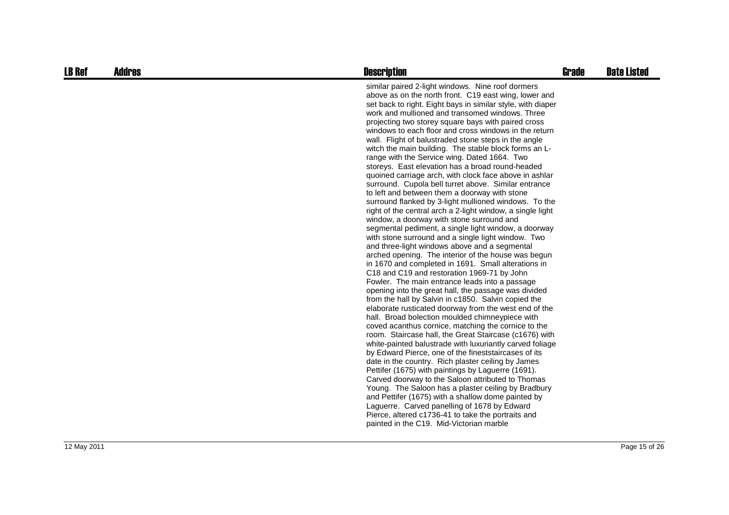| LB Ref | Addres | Description | Grade | Date Listed |
| --- | --- | --- | --- | --- |
| | | similar paired 2-light windows. Nine roof dormers above as on the north front. C19 east wing, lower and set back to right. Eight bays in similar style, with diaper work and mullioned and transomed windows. Three projecting two storey square bays with paired cross windows to each floor and cross windows in the return wall. Flight of balustraded stone steps in the angle witch the main building. The stable block forms an L-range with the Service wing. Dated 1664. Two storeys. East elevation has a broad round-headed quoined carriage arch, with clock face above in ashlar surround. Cupola bell turret above. Similar entrance to left and between them a doorway with stone surround flanked by 3-light mullioned windows. To the right of the central arch a 2-light window, a single light window, a doorway with stone surround and segmental pediment, a single light window, a doorway with stone surround and a single light window. Two and three-light windows above and a segmental arched opening. The interior of the house was begun in 1670 and completed in 1691. Small alterations in C18 and C19 and restoration 1969-71 by John Fowler. The main entrance leads into a passage opening into the great hall, the passage was divided from the hall by Salvin in c1850. Salvin copied the elaborate rusticated doorway from the west end of the hall. Broad bolection moulded chimneypiece with coved acanthus cornice, matching the cornice to the room. Staircase hall, the Great Staircase (c1676) with white-painted balustrade with luxuriantly carved foliage by Edward Pierce, one of the fineststaircases of its date in the country. Rich plaster ceiling by James Pettifer (1675) with paintings by Laguerre (1691). Carved doorway to the Saloon attributed to Thomas Young. The Saloon has a plaster ceiling by Bradbury and Pettifer (1675) with a shallow dome painted by Laguerre. Carved panelling of 1678 by Edward Pierce, altered c1736-41 to take the portraits and painted in the C19. Mid-Victorian marble | | |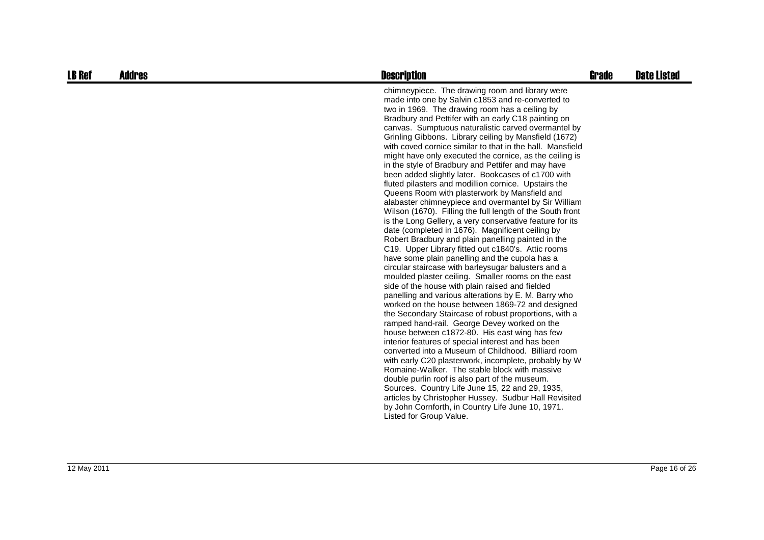| LB Ref | Addres | Description | Grade | Date Listed |
|---|---|---|---|---|
| | | chimneypiece. The drawing room and library were made into one by Salvin c1853 and re-converted to two in 1969. The drawing room has a ceiling by Bradbury and Pettifer with an early C18 painting on canvas. Sumptuous naturalistic carved overmantel by Grinling Gibbons. Library ceiling by Mansfield (1672) with coved cornice similar to that in the hall. Mansfield might have only executed the cornice, as the ceiling is in the style of Bradbury and Pettifer and may have been added slightly later. Bookcases of c1700 with fluted pilasters and modillion cornice. Upstairs the Queens Room with plasterwork by Mansfield and alabaster chimneypiece and overmantel by Sir William Wilson (1670). Filling the full length of the South front is the Long Gellery, a very conservative feature for its date (completed in 1676). Magnificent ceiling by Robert Bradbury and plain panelling painted in the C19. Upper Library fitted out c1840's. Attic rooms have some plain panelling and the cupola has a circular staircase with barleysugar balusters and a moulded plaster ceiling. Smaller rooms on the east side of the house with plain raised and fielded panelling and various alterations by E. M. Barry who worked on the house between 1869-72 and designed the Secondary Staircase of robust proportions, with a ramped hand-rail. George Devey worked on the house between c1872-80. His east wing has few interior features of special interest and has been converted into a Museum of Childhood. Billiard room with early C20 plasterwork, incomplete, probably by W Romaine-Walker. The stable block with massive double purlin roof is also part of the museum. Sources. Country Life June 15, 22 and 29, 1935, articles by Christopher Hussey. Sudbur Hall Revisited by John Cornforth, in Country Life June 10, 1971. Listed for Group Value. | | |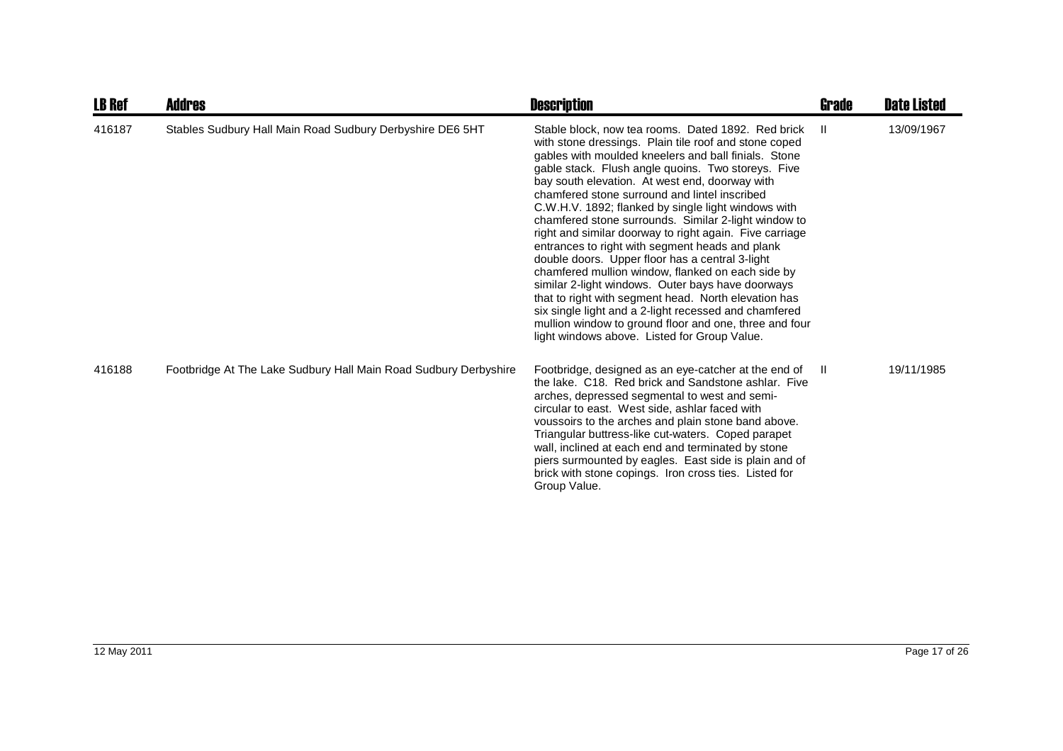| LB Ref | Addres | Description | Grade | Date Listed |
| --- | --- | --- | --- | --- |
| 416187 | Stables Sudbury Hall Main Road Sudbury Derbyshire DE6 5HT | Stable block, now tea rooms. Dated 1892. Red brick with stone dressings. Plain tile roof and stone coped gables with moulded kneelers and ball finials. Stone gable stack. Flush angle quoins. Two storeys. Five bay south elevation. At west end, doorway with chamfered stone surround and lintel inscribed C.W.H.V. 1892; flanked by single light windows with chamfered stone surrounds. Similar 2-light window to right and similar doorway to right again. Five carriage entrances to right with segment heads and plank double doors. Upper floor has a central 3-light chamfered mullion window, flanked on each side by similar 2-light windows. Outer bays have doorways that to right with segment head. North elevation has six single light and a 2-light recessed and chamfered mullion window to ground floor and one, three and four light windows above. Listed for Group Value. | II | 13/09/1967 |
| 416188 | Footbridge At The Lake Sudbury Hall Main Road Sudbury Derbyshire | Footbridge, designed as an eye-catcher at the end of the lake. C18. Red brick and Sandstone ashlar. Five arches, depressed segmental to west and semi-circular to east. West side, ashlar faced with voussoirs to the arches and plain stone band above. Triangular buttress-like cut-waters. Coped parapet wall, inclined at each end and terminated by stone piers surmounted by eagles. East side is plain and of brick with stone copings. Iron cross ties. Listed for Group Value. | II | 19/11/1985 |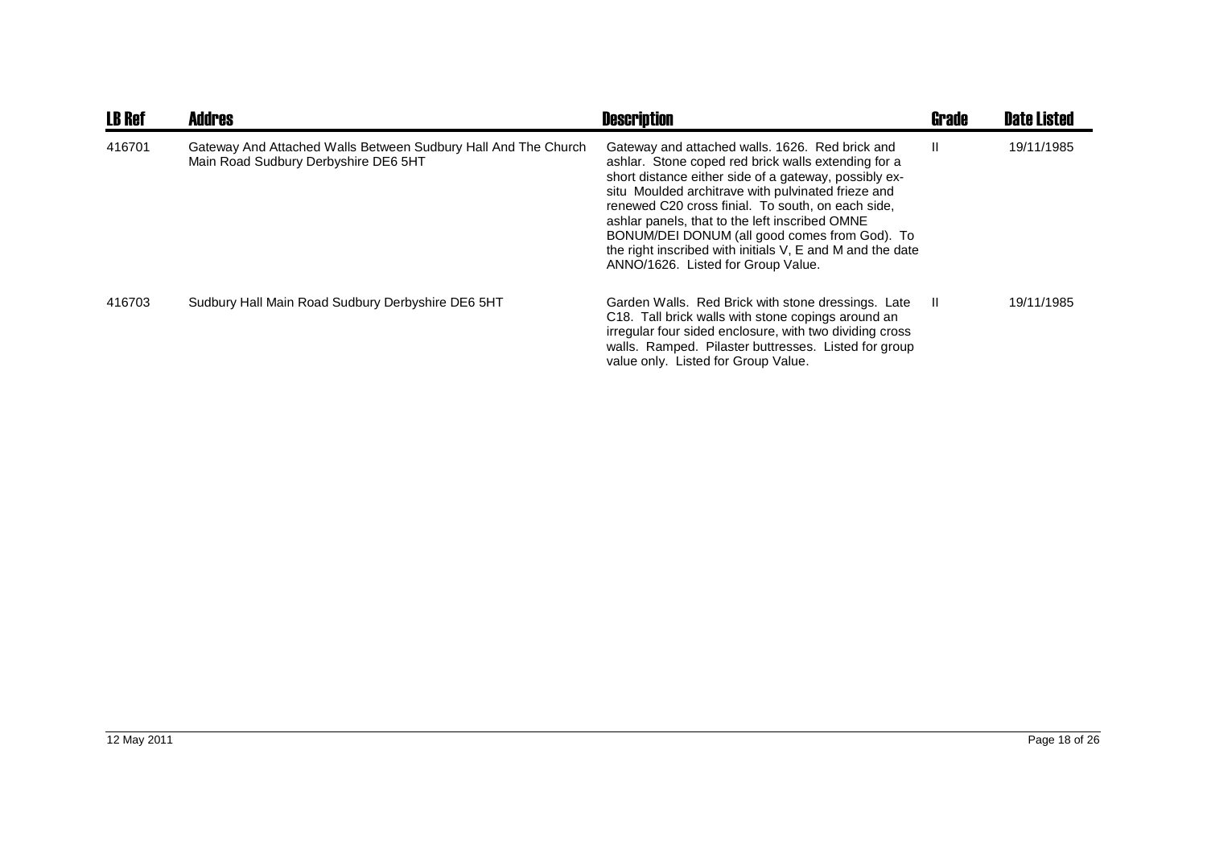| LB Ref | Addres | Description | Grade | Date Listed |
|---|---|---|---|---|
| 416701 | Gateway And Attached Walls Between Sudbury Hall And The Church Main Road Sudbury Derbyshire DE6 5HT | Gateway and attached walls. 1626. Red brick and ashlar. Stone coped red brick walls extending for a short distance either side of a gateway, possibly ex-situ Moulded architrave with pulvinated frieze and renewed C20 cross finial. To south, on each side, ashlar panels, that to the left inscribed OMNE BONUM/DEI DONUM (all good comes from God). To the right inscribed with initials V, E and M and the date ANNO/1626. Listed for Group Value. | II | 19/11/1985 |
| 416703 | Sudbury Hall Main Road Sudbury Derbyshire DE6 5HT | Garden Walls. Red Brick with stone dressings. Late C18. Tall brick walls with stone copings around an irregular four sided enclosure, with two dividing cross walls. Ramped. Pilaster buttresses. Listed for group value only. Listed for Group Value. | II | 19/11/1985 |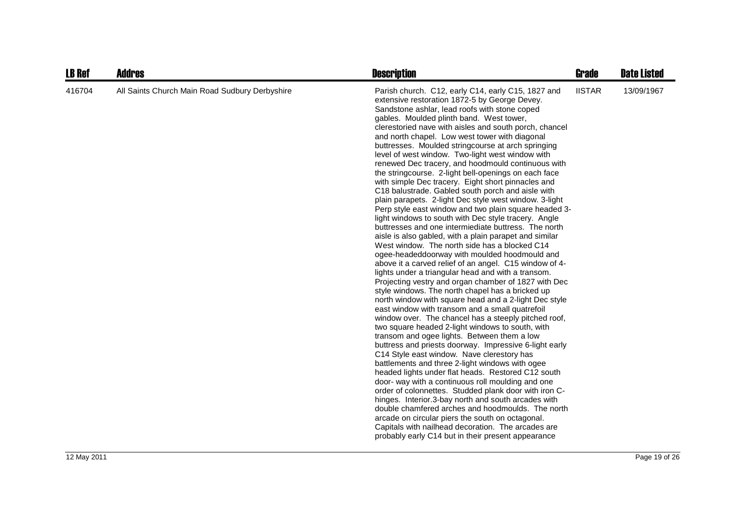| LB Ref | Addres | Description | Grade | Date Listed |
| --- | --- | --- | --- | --- |
| 416704 | All Saints Church Main Road Sudbury Derbyshire | Parish church. C12, early C14, early C15, 1827 and extensive restoration 1872-5 by George Devey. Sandstone ashlar, lead roofs with stone coped gables. Moulded plinth band. West tower, clerestoried nave with aisles and south porch, chancel and north chapel. Low west tower with diagonal buttresses. Moulded stringcourse at arch springing level of west window. Two-light west window with renewed Dec tracery, and hoodmould continuous with the stringcourse. 2-light bell-openings on each face with simple Dec tracery. Eight short pinnacles and C18 balustrade. Gabled south porch and aisle with plain parapets. 2-light Dec style west window. 3-light Perp style east window and two plain square headed 3-light windows to south with Dec style tracery. Angle buttresses and one intermiediate buttress. The north aisle is also gabled, with a plain parapet and similar West window. The north side has a blocked C14 ogee-headeddoorway with moulded hoodmould and above it a carved relief of an angel. C15 window of 4-lights under a triangular head and with a transom. Projecting vestry and organ chamber of 1827 with Dec style windows. The north chapel has a bricked up north window with square head and a 2-light Dec style east window with transom and a small quatrefoil window over. The chancel has a steeply pitched roof, two square headed 2-light windows to south, with transom and ogee lights. Between them a low buttress and priests doorway. Impressive 6-light early C14 Style east window. Nave clerestory has battlements and three 2-light windows with ogee headed lights under flat heads. Restored C12 south door- way with a continuous roll moulding and one order of colonnettes. Studded plank door with iron C-hinges. Interior.3-bay north and south arcades with double chamfered arches and hoodmoulds. The north arcade on circular piers the south on octagonal. Capitals with nailhead decoration. The arcades are probably early C14 but in their present appearance | IISTAR | 13/09/1967 |

12 May 2011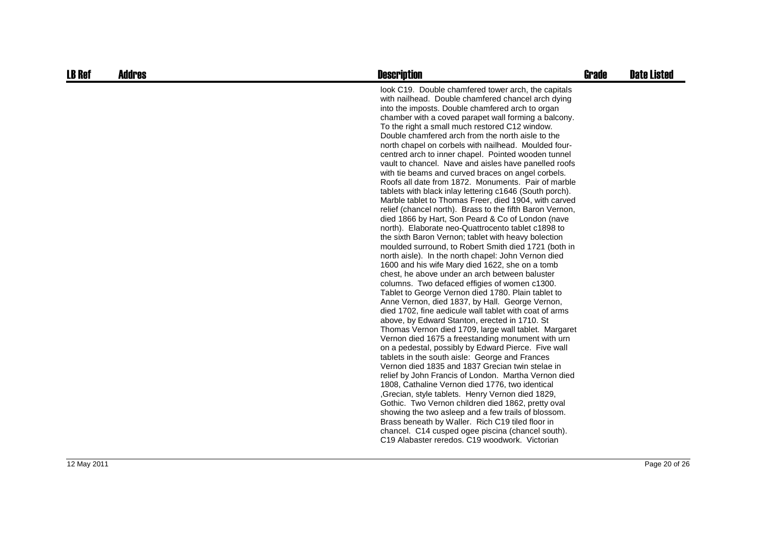| LB Ref | Addres | Description | Grade | Date Listed |
|---|---|---|---|---|
| | | look C19. Double chamfered tower arch, the capitals with nailhead. Double chamfered chancel arch dying into the imposts. Double chamfered arch to organ chamber with a coved parapet wall forming a balcony. To the right a small much restored C12 window. Double chamfered arch from the north aisle to the north chapel on corbels with nailhead. Moulded four-centred arch to inner chapel. Pointed wooden tunnel vault to chancel. Nave and aisles have panelled roofs with tie beams and curved braces on angel corbels. Roofs all date from 1872. Monuments. Pair of marble tablets with black inlay lettering c1646 (South porch). Marble tablet to Thomas Freer, died 1904, with carved relief (chancel north). Brass to the fifth Baron Vernon, died 1866 by Hart, Son Peard & Co of London (nave north). Elaborate neo-Quattrocento tablet c1898 to the sixth Baron Vernon; tablet with heavy bolection moulded surround, to Robert Smith died 1721 (both in north aisle). In the north chapel: John Vernon died 1600 and his wife Mary died 1622, she on a tomb chest, he above under an arch between baluster columns. Two defaced effigies of women c1300. Tablet to George Vernon died 1780. Plain tablet to Anne Vernon, died 1837, by Hall. George Vernon, died 1702, fine aedicule wall tablet with coat of arms above, by Edward Stanton, erected in 1710. St Thomas Vernon died 1709, large wall tablet. Margaret Vernon died 1675 a freestanding monument with urn on a pedestal, possibly by Edward Pierce. Five wall tablets in the south aisle: George and Frances Vernon died 1835 and 1837 Grecian twin stelae in relief by John Francis of London. Martha Vernon died 1808, Cathaline Vernon died 1776, two identical ,Grecian, style tablets. Henry Vernon died 1829, Gothic. Two Vernon children died 1862, pretty oval showing the two asleep and a few trails of blossom. Brass beneath by Waller. Rich C19 tiled floor in chancel. C14 cusped ogee piscina (chancel south). C19 Alabaster reredos. C19 woodwork. Victorian | | |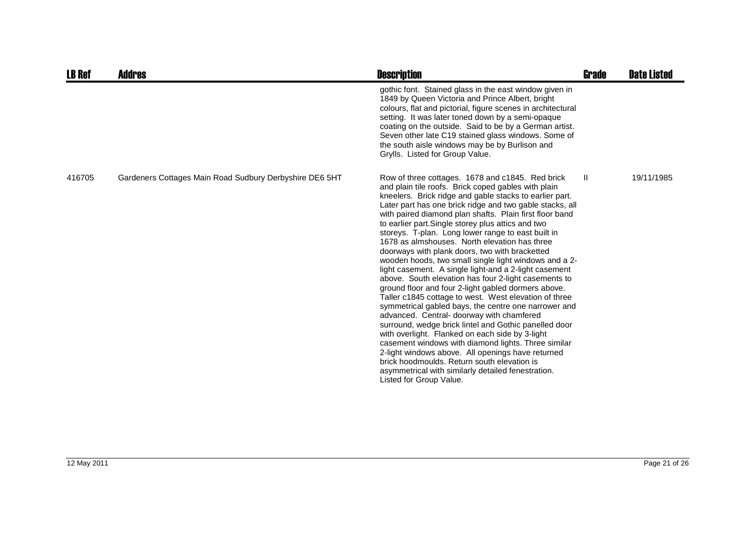| LB Ref | Addres | Description | Grade | Date Listed |
|---|---|---|---|---|
| | | gothic font. Stained glass in the east window given in 1849 by Queen Victoria and Prince Albert, bright colours, flat and pictorial, figure scenes in architectural setting. It was later toned down by a semi-opaque coating on the outside. Said to be by a German artist. Seven other late C19 stained glass windows. Some of the south aisle windows may be by Burlison and Grylls. Listed for Group Value. | | |
| 416705 | Gardeners Cottages Main Road Sudbury Derbyshire DE6 5HT | Row of three cottages. 1678 and c1845. Red brick and plain tile roofs. Brick coped gables with plain kneelers. Brick ridge and gable stacks to earlier part. Later part has one brick ridge and two gable stacks, all with paired diamond plan shafts. Plain first floor band to earlier part.Single storey plus attics and two storeys. T-plan. Long lower range to east built in 1678 as almshouses. North elevation has three doorways with plank doors, two with bracketted wooden hoods, two small single light windows and a 2-light casement. A single light-and a 2-light casement above. South elevation has four 2-light casements to ground floor and four 2-light gabled dormers above. Taller c1845 cottage to west. West elevation of three symmetrical gabled bays, the centre one narrower and advanced. Central- doorway with chamfered surround, wedge brick lintel and Gothic panelled door with overlight. Flanked on each side by 3-light casement windows with diamond lights. Three similar 2-light windows above. All openings have returned brick hoodmoulds. Return south elevation is asymmetrical with similarly detailed fenestration. Listed for Group Value. | II | 19/11/1985 |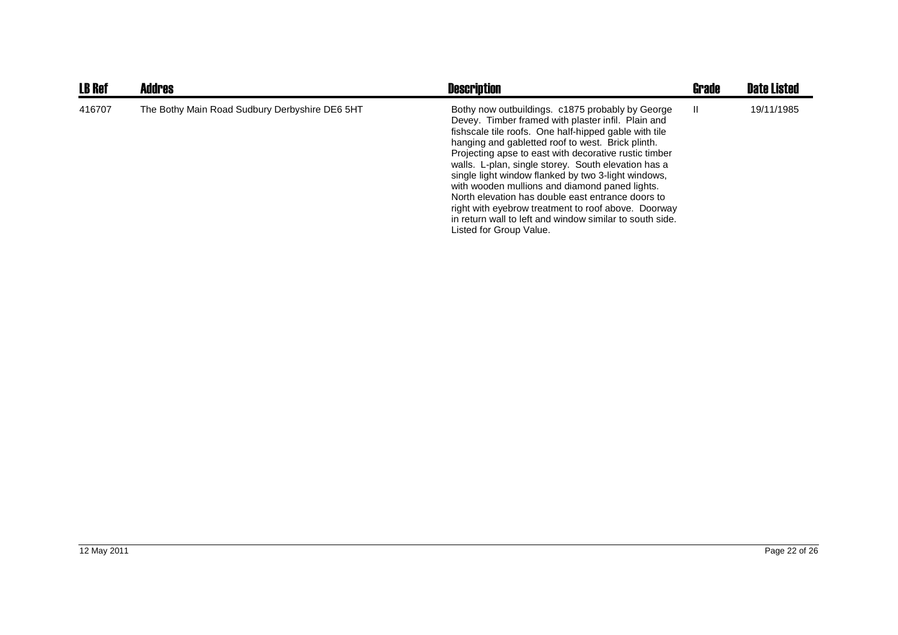| LB Ref | Addres | Description | Grade | Date Listed |
| --- | --- | --- | --- | --- |
| 416707 | The Bothy Main Road Sudbury Derbyshire DE6 5HT | Bothy now outbuildings. c1875 probably by George Devey. Timber framed with plaster infil. Plain and fishscale tile roofs. One half-hipped gable with tile hanging and gabletted roof to west. Brick plinth. Projecting apse to east with decorative rustic timber walls. L-plan, single storey. South elevation has a single light window flanked by two 3-light windows, with wooden mullions and diamond paned lights. North elevation has double east entrance doors to right with eyebrow treatment to roof above. Doorway in return wall to left and window similar to south side. Listed for Group Value. | II | 19/11/1985 |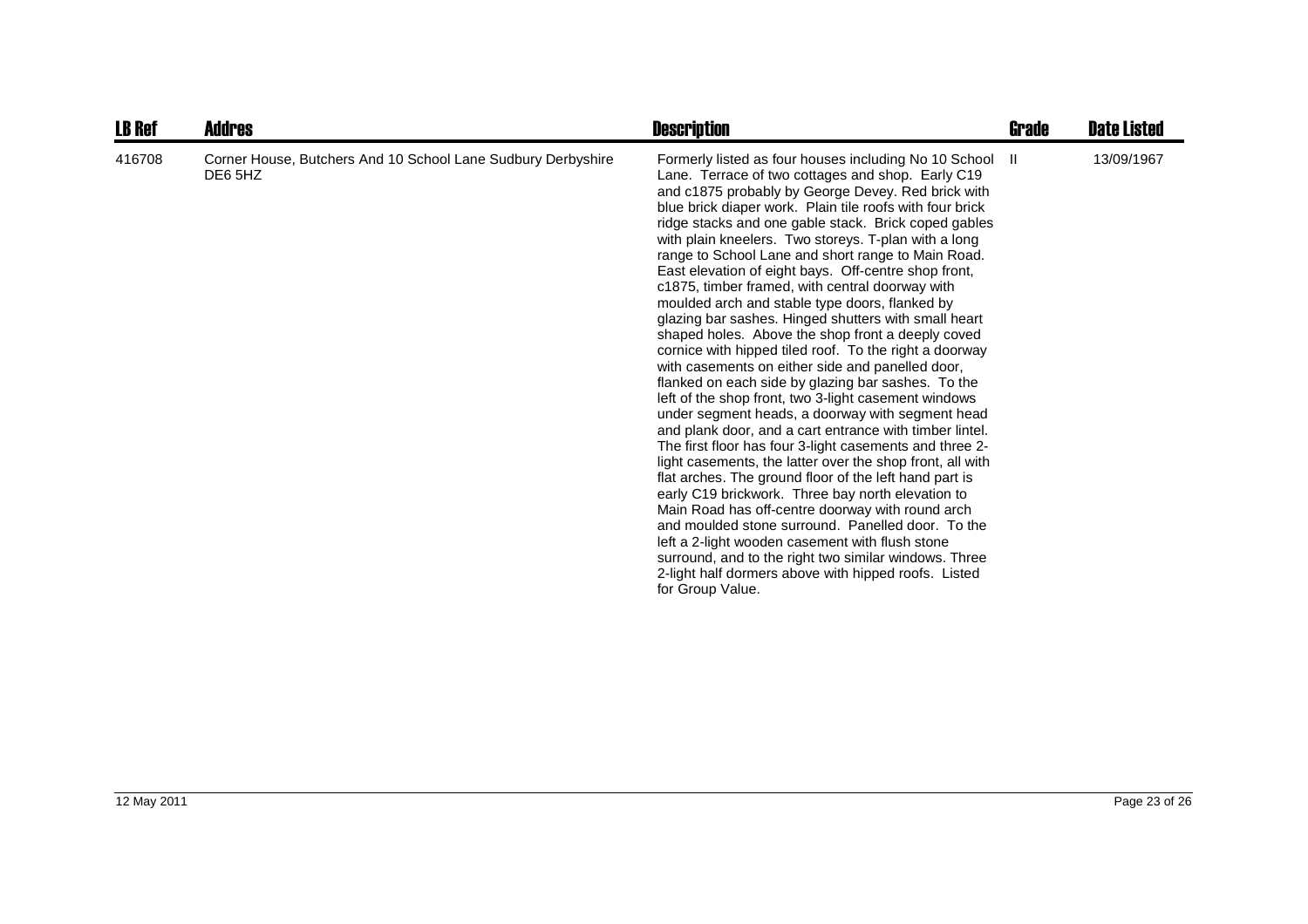| LB Ref | Addres | Description | Grade | Date Listed |
|---|---|---|---|---|
| 416708 | Corner House, Butchers And 10 School Lane Sudbury Derbyshire DE6 5HZ | Formerly listed as four houses including No 10 School Lane. Terrace of two cottages and shop. Early C19 and c1875 probably by George Devey. Red brick with blue brick diaper work. Plain tile roofs with four brick ridge stacks and one gable stack. Brick coped gables with plain kneelers. Two storeys. T-plan with a long range to School Lane and short range to Main Road. East elevation of eight bays. Off-centre shop front, c1875, timber framed, with central doorway with moulded arch and stable type doors, flanked by glazing bar sashes. Hinged shutters with small heart shaped holes. Above the shop front a deeply coved cornice with hipped tiled roof. To the right a doorway with casements on either side and panelled door, flanked on each side by glazing bar sashes. To the left of the shop front, two 3-light casement windows under segment heads, a doorway with segment head and plank door, and a cart entrance with timber lintel. The first floor has four 3-light casements and three 2-light casements, the latter over the shop front, all with flat arches. The ground floor of the left hand part is early C19 brickwork. Three bay north elevation to Main Road has off-centre doorway with round arch and moulded stone surround. Panelled door. To the left a 2-light wooden casement with flush stone surround, and to the right two similar windows. Three 2-light half dormers above with hipped roofs. Listed for Group Value. | II | 13/09/1967 |

12 May 2011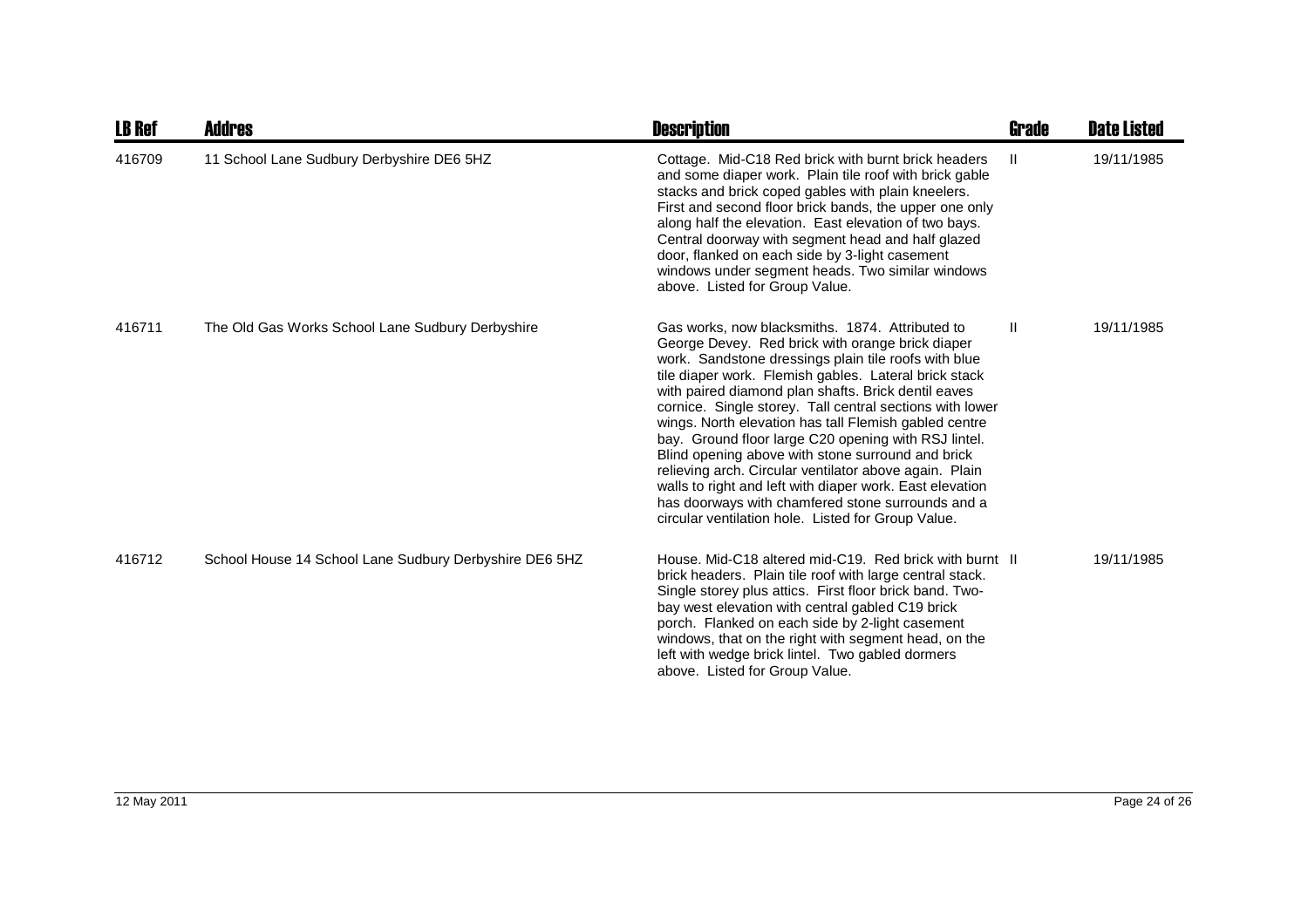| LB Ref | Addres | Description | Grade | Date Listed |
|---|---|---|---|---|
| 416709 | 11 School Lane Sudbury Derbyshire DE6 5HZ | Cottage. Mid-C18 Red brick with burnt brick headers and some diaper work. Plain tile roof with brick gable stacks and brick coped gables with plain kneelers. First and second floor brick bands, the upper one only along half the elevation. East elevation of two bays. Central doorway with segment head and half glazed door, flanked on each side by 3-light casement windows under segment heads. Two similar windows above. Listed for Group Value. | II | 19/11/1985 |
| 416711 | The Old Gas Works School Lane Sudbury Derbyshire | Gas works, now blacksmiths. 1874. Attributed to George Devey. Red brick with orange brick diaper work. Sandstone dressings plain tile roofs with blue tile diaper work. Flemish gables. Lateral brick stack with paired diamond plan shafts. Brick dentil eaves cornice. Single storey. Tall central sections with lower wings. North elevation has tall Flemish gabled centre bay. Ground floor large C20 opening with RSJ lintel. Blind opening above with stone surround and brick relieving arch. Circular ventilator above again. Plain walls to right and left with diaper work. East elevation has doorways with chamfered stone surrounds and a circular ventilation hole. Listed for Group Value. | II | 19/11/1985 |
| 416712 | School House 14 School Lane Sudbury Derbyshire DE6 5HZ | House. Mid-C18 altered mid-C19. Red brick with burnt brick headers. Plain tile roof with large central stack. Single storey plus attics. First floor brick band. Two-bay west elevation with central gabled C19 brick porch. Flanked on each side by 2-light casement windows, that on the right with segment head, on the left with wedge brick lintel. Two gabled dormers above. Listed for Group Value. | II | 19/11/1985 |

12 May 2011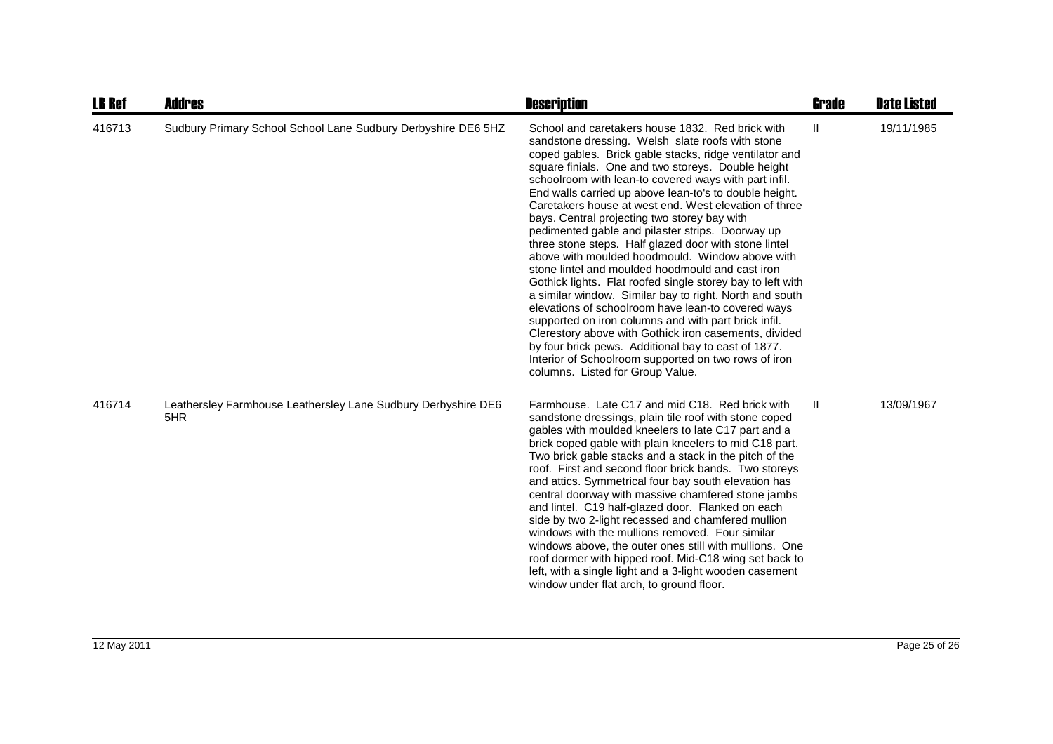| LB Ref | Addres | Description | Grade | Date Listed |
|---|---|---|---|---|
| 416713 | Sudbury Primary School School Lane Sudbury Derbyshire DE6 5HZ | School and caretakers house 1832. Red brick with sandstone dressing. Welsh slate roofs with stone coped gables. Brick gable stacks, ridge ventilator and square finials. One and two storeys. Double height schoolroom with lean-to covered ways with part infil. End walls carried up above lean-to's to double height. Caretakers house at west end. West elevation of three bays. Central projecting two storey bay with pedimented gable and pilaster strips. Doorway up three stone steps. Half glazed door with stone lintel above with moulded hoodmould. Window above with stone lintel and moulded hoodmould and cast iron Gothick lights. Flat roofed single storey bay to left with a similar window. Similar bay to right. North and south elevations of schoolroom have lean-to covered ways supported on iron columns and with part brick infil. Clerestory above with Gothick iron casements, divided by four brick pews. Additional bay to east of 1877. Interior of Schoolroom supported on two rows of iron columns. Listed for Group Value. | II | 19/11/1985 |
| 416714 | Leathersley Farmhouse Leathersley Lane Sudbury Derbyshire DE6 5HR | Farmhouse. Late C17 and mid C18. Red brick with sandstone dressings, plain tile roof with stone coped gables with moulded kneelers to late C17 part and a brick coped gable with plain kneelers to mid C18 part. Two brick gable stacks and a stack in the pitch of the roof. First and second floor brick bands. Two storeys and attics. Symmetrical four bay south elevation has central doorway with massive chamfered stone jambs and lintel. C19 half-glazed door. Flanked on each side by two 2-light recessed and chamfered mullion windows with the mullions removed. Four similar windows above, the outer ones still with mullions. One roof dormer with hipped roof. Mid-C18 wing set back to left, with a single light and a 3-light wooden casement window under flat arch, to ground floor. | II | 13/09/1967 |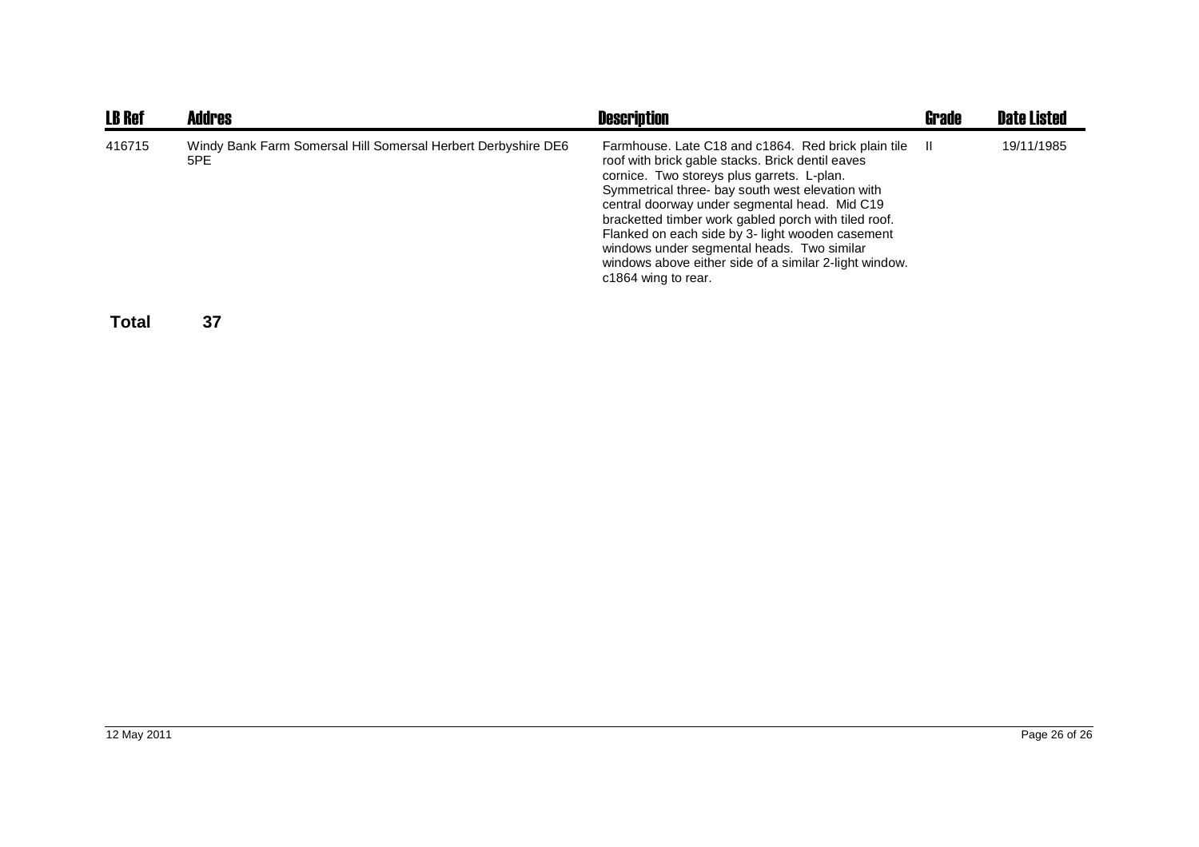| LB Ref | Addres | Description | Grade | Date Listed |
|---|---|---|---|---|
| 416715 | Windy Bank Farm Somersal Hill Somersal Herbert Derbyshire DE6 5PE | Farmhouse. Late C18 and c1864. Red brick plain tile roof with brick gable stacks. Brick dentil eaves cornice. Two storeys plus garrets. L-plan. Symmetrical three- bay south west elevation with central doorway under segmental head. Mid C19 bracketted timber work gabled porch with tiled roof. Flanked on each side by 3- light wooden casement windows under segmental heads. Two similar windows above either side of a similar 2-light window. c1864 wing to rear. | II | 19/11/1985 |

**Total 37**

12 May 2011